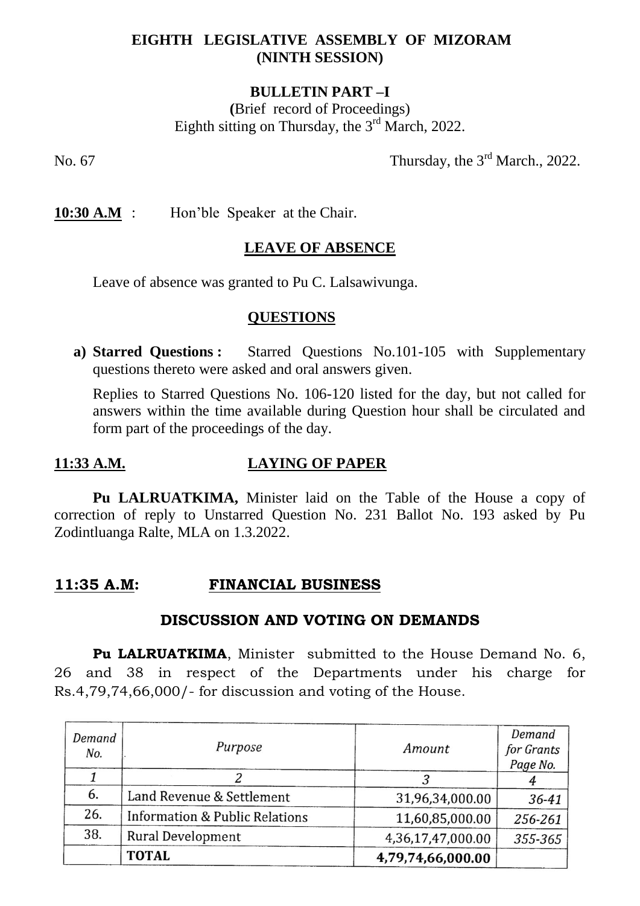# EIGHTH LEGISLATIVE ASSEMBLY OF MIZORAM
# (NINTH SESSION)

## BULLETIN PART –I

(Brief record of Proceedings)
Eighth sitting on Thursday, the 3rd March, 2022.

No. 67 Thursday, the 3rd March., 2022.

**10:30 A.M** : Hon'ble Speaker at the Chair.

### LEAVE OF ABSENCE

Leave of absence was granted to Pu C. Lalsawivunga.

### QUESTIONS

a) **Starred Questions :** Starred Questions No.101-105 with Supplementary questions thereto were asked and oral answers given.

Replies to Starred Questions No. 106-120 listed for the day, but not called for answers within the time available during Question hour shall be circulated and form part of the proceedings of the day.

**11:33 A.M.** **LAYING OF PAPER**

**Pu LALRUATKIMA,** Minister laid on the Table of the House a copy of correction of reply to Unstarred Question No. 231 Ballot No. 193 asked by Pu Zodintluanga Ralte, MLA on 1.3.2022.

**11:35 A.M:** **FINANCIAL BUSINESS**

### DISCUSSION AND VOTING ON DEMANDS

**Pu LALRUATKIMA**, Minister submitted to the House Demand No. 6, 26 and 38 in respect of the Departments under his charge for Rs.4,79,74,66,000/- for discussion and voting of the House.

| Demand No. | Purpose | Amount | Demand for Grants Page No. |
|---|---|---|---|
| 1 | 2 | 3 | 4 |
| 6. | Land Revenue & Settlement | 31,96,34,000.00 | 36-41 |
| 26. | Information & Public Relations | 11,60,85,000.00 | 256-261 |
| 38. | Rural Development | 4,36,17,47,000.00 | 355-365 |
| | **TOTAL** | **4,79,74,66,000.00** | |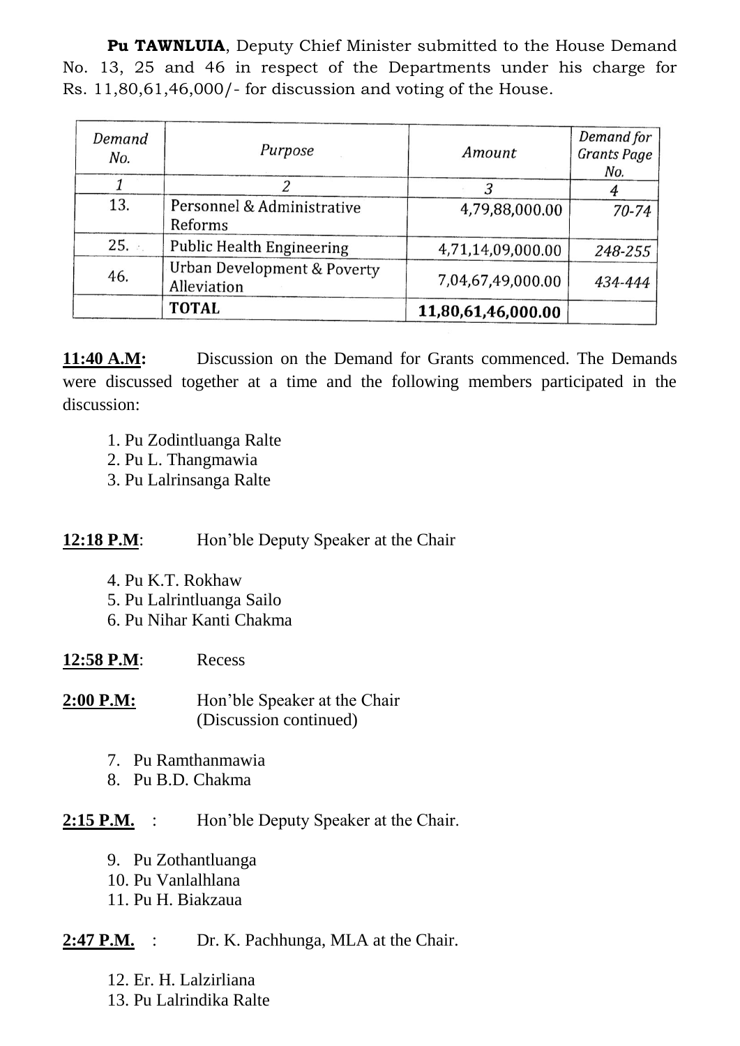**Pu TAWNLUIA**, Deputy Chief Minister submitted to the House Demand No. 13, 25 and 46 in respect of the Departments under his charge for Rs. 11,80,61,46,000/- for discussion and voting of the House.

| *Demand No.* | *Purpose* | *Amount* | *Demand for Grants Page No.* |
|---|---|---|---|
| *1* | *2* | *3* | *4* |
| 13. | Personnel & Administrative Reforms | 4,79,88,000.00 | *70-74* |
| 25. | Public Health Engineering | 4,71,14,09,000.00 | *248-255* |
| 46. | Urban Development & Poverty Alleviation | 7,04,67,49,000.00 | *434-444* |
| | **TOTAL** | **11,80,61,46,000.00** | |

**11:40 A.M:** Discussion on the Demand for Grants commenced. The Demands were discussed together at a time and the following members participated in the discussion:

1. Pu Zodintluanga Ralte
2. Pu L. Thangmawia
3. Pu Lalrinsanga Ralte

**12:18 P.M**: Hon'ble Deputy Speaker at the Chair

4. Pu K.T. Rokhaw
5. Pu Lalrintluanga Sailo
6. Pu Nihar Kanti Chakma

**12:58 P.M**: Recess

**2:00 P.M:** Hon'ble Speaker at the Chair (Discussion continued)

7. Pu Ramthanmawia
8. Pu B.D. Chakma

**2:15 P.M.** : Hon'ble Deputy Speaker at the Chair.

9. Pu Zothantluanga
10. Pu Vanlalhlana
11. Pu H. Biakzaua

**2:47 P.M.** : Dr. K. Pachhunga, MLA at the Chair.

12. Er. H. Lalzirliana
13. Pu Lalrindika Ralte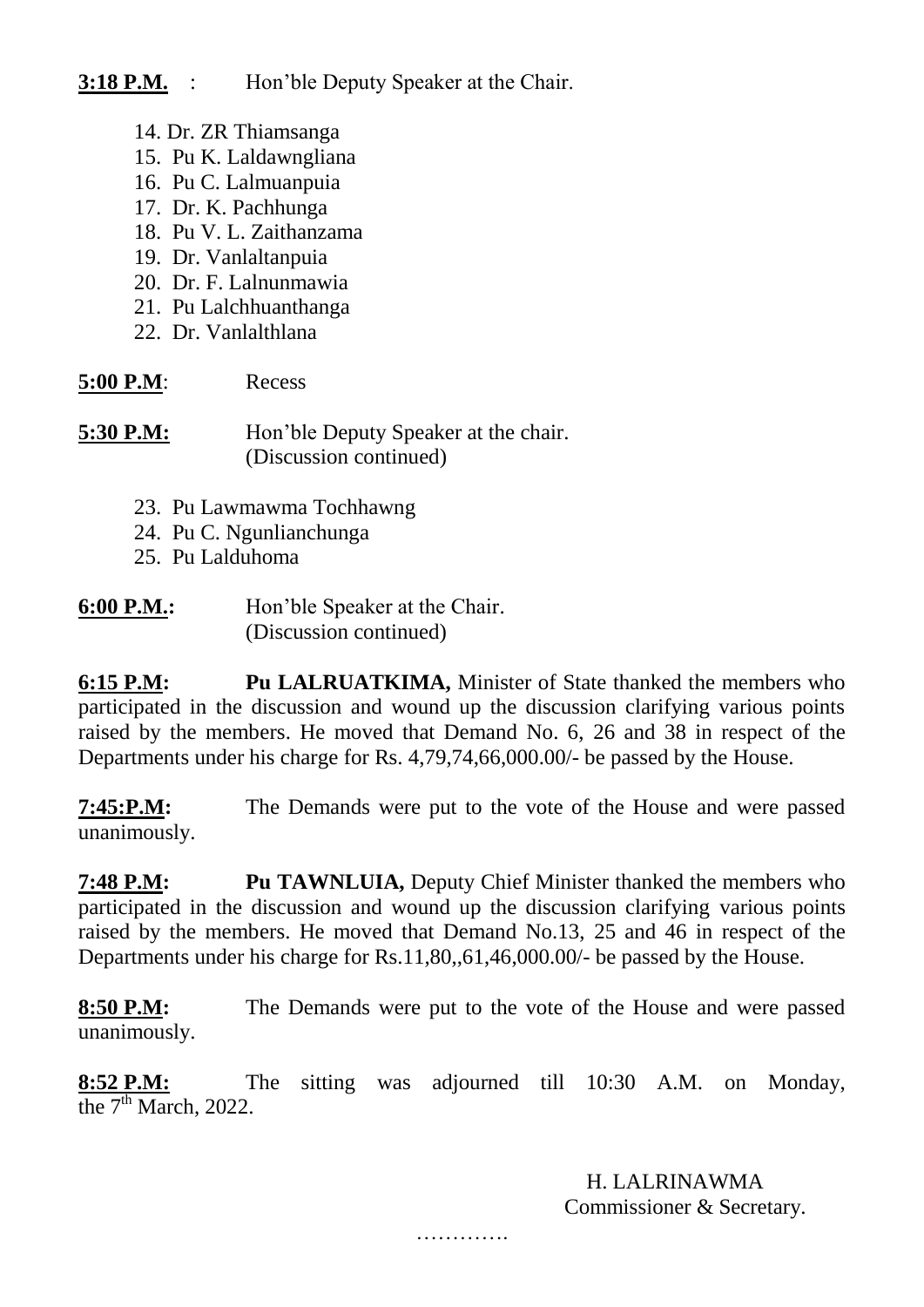**3:18 P.M.** : Hon'ble Deputy Speaker at the Chair.

14. Dr. ZR Thiamsanga
15. Pu K. Laldawngliana
16. Pu C. Lalmuanpuia
17. Dr. K. Pachhunga
18. Pu V. L. Zaithanzama
19. Dr. Vanlaltanpuia
20. Dr. F. Lalnunmawia
21. Pu Lalchhuanthanga
22. Dr. Vanlalthlana

**5:00 P.M**: Recess

**5:30 P.M:** Hon'ble Deputy Speaker at the chair.
(Discussion continued)

23. Pu Lawmawma Tochhawng
24. Pu C. Ngunlianchunga
25. Pu Lalduhoma

**6:00 P.M.:** Hon'ble Speaker at the Chair.
(Discussion continued)

**6:15 P.M:** **Pu LALRUATKIMA,** Minister of State thanked the members who participated in the discussion and wound up the discussion clarifying various points raised by the members. He moved that Demand No. 6, 26 and 38 in respect of the Departments under his charge for Rs. 4,79,74,66,000.00/- be passed by the House.

**7:45:P.M:** The Demands were put to the vote of the House and were passed unanimously.

**7:48 P.M:** **Pu TAWNLUIA,** Deputy Chief Minister thanked the members who participated in the discussion and wound up the discussion clarifying various points raised by the members. He moved that Demand No.13, 25 and 46 in respect of the Departments under his charge for Rs.11,80,,61,46,000.00/- be passed by the House.

**8:50 P.M:** The Demands were put to the vote of the House and were passed unanimously.

**8:52 P.M:** The sitting was adjourned till 10:30 A.M. on Monday, the 7th March, 2022.

H. LALRINAWMA
Commissioner & Secretary.

………….